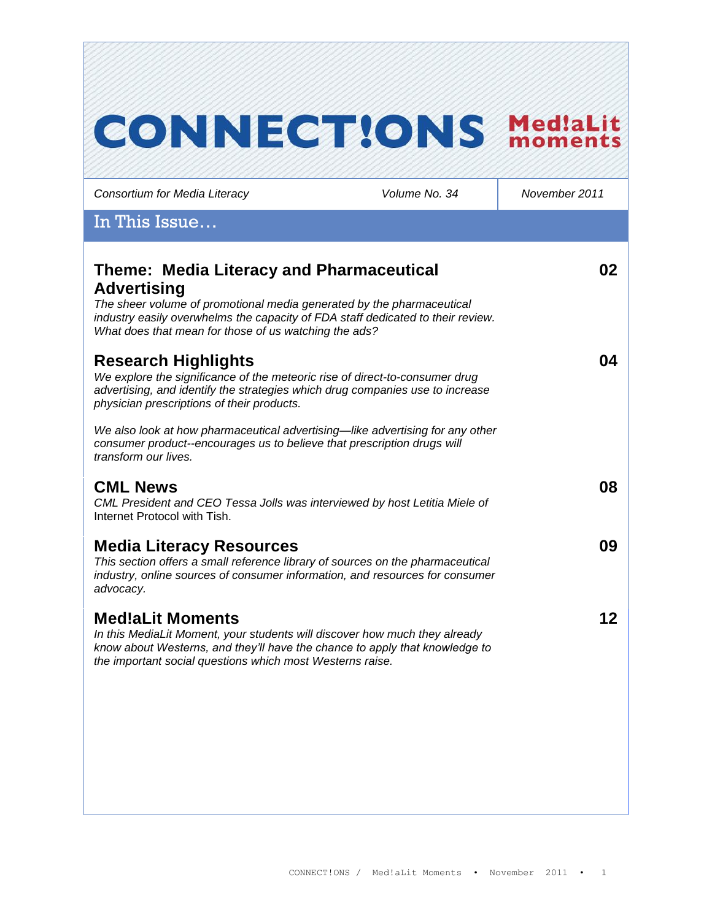# CONNECT!ONS Med!aLit moments

*Consortium for Media Literacy* | *Volume No. 34* | *November 2011*

## In This Issue…

### Theme: Media Literacy and Pharmaceutical Advertising — 02

*The sheer volume of promotional media generated by the pharmaceutical industry easily overwhelms the capacity of FDA staff dedicated to their review. What does that mean for those of us watching the ads?*

### Research Highlights — 04

*We explore the significance of the meteoric rise of direct-to-consumer drug advertising, and identify the strategies which drug companies use to increase physician prescriptions of their products.*

*We also look at how pharmaceutical advertising—like advertising for any other consumer product--encourages us to believe that prescription drugs will transform our lives.*

### CML News — 08

*CML President and CEO Tessa Jolls was interviewed by host Letitia Miele of* Internet Protocol with Tish.

### Media Literacy Resources — 09

*This section offers a small reference library of sources on the pharmaceutical industry, online sources of consumer information, and resources for consumer advocacy.*

### Med!aLit Moments — 12

*In this MediaLit Moment, your students will discover how much they already know about Westerns, and they'll have the chance to apply that knowledge to the important social questions which most Westerns raise.*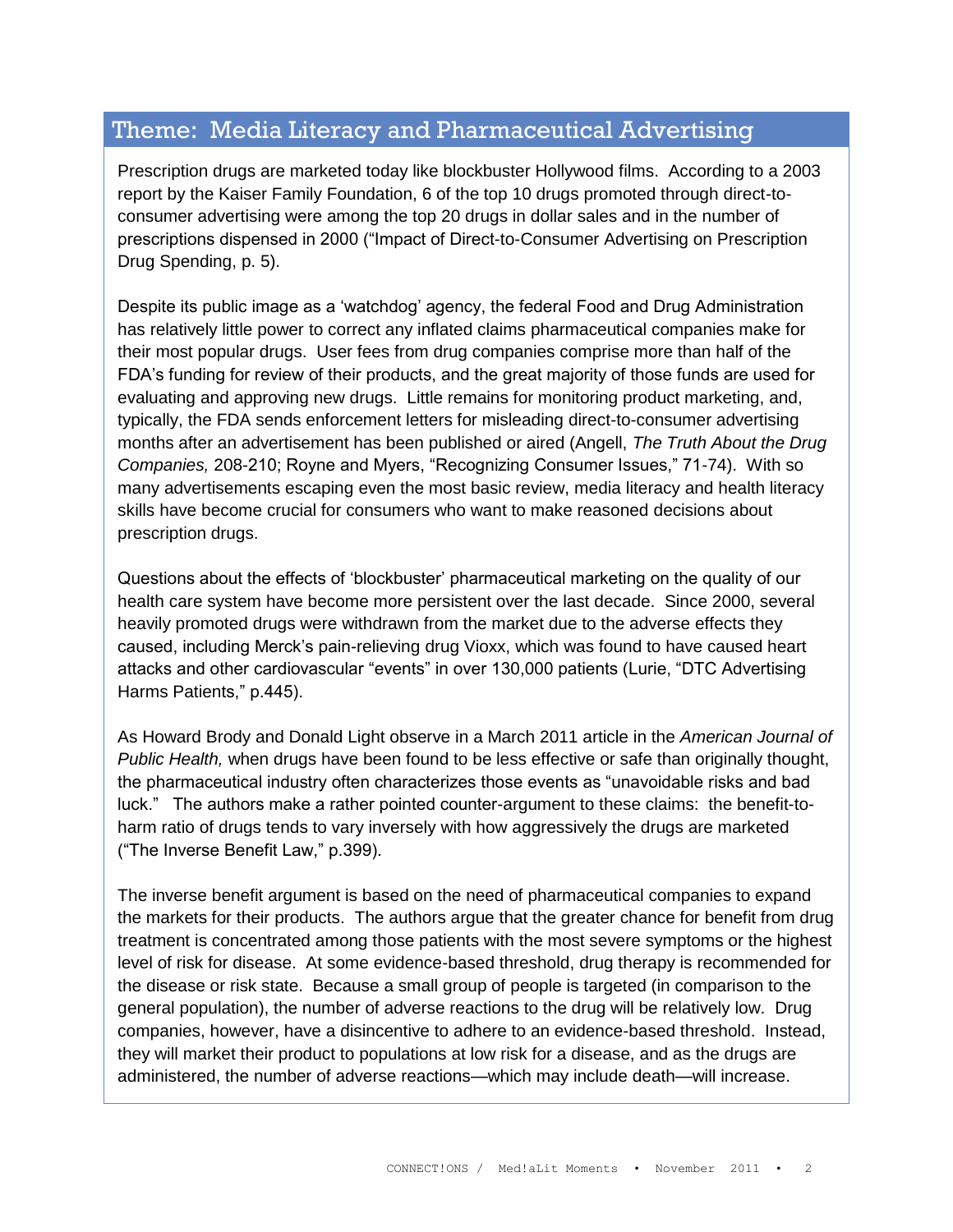## Theme: Media Literacy and Pharmaceutical Advertising

Prescription drugs are marketed today like blockbuster Hollywood films. According to a 2003 report by the Kaiser Family Foundation, 6 of the top 10 drugs promoted through direct-to-consumer advertising were among the top 20 drugs in dollar sales and in the number of prescriptions dispensed in 2000 ("Impact of Direct-to-Consumer Advertising on Prescription Drug Spending, p. 5).

Despite its public image as a 'watchdog' agency, the federal Food and Drug Administration has relatively little power to correct any inflated claims pharmaceutical companies make for their most popular drugs. User fees from drug companies comprise more than half of the FDA's funding for review of their products, and the great majority of those funds are used for evaluating and approving new drugs. Little remains for monitoring product marketing, and, typically, the FDA sends enforcement letters for misleading direct-to-consumer advertising months after an advertisement has been published or aired (Angell, *The Truth About the Drug Companies,* 208-210; Royne and Myers, "Recognizing Consumer Issues," 71-74). With so many advertisements escaping even the most basic review, media literacy and health literacy skills have become crucial for consumers who want to make reasoned decisions about prescription drugs.

Questions about the effects of 'blockbuster' pharmaceutical marketing on the quality of our health care system have become more persistent over the last decade. Since 2000, several heavily promoted drugs were withdrawn from the market due to the adverse effects they caused, including Merck's pain-relieving drug Vioxx, which was found to have caused heart attacks and other cardiovascular "events" in over 130,000 patients (Lurie, "DTC Advertising Harms Patients," p.445).

As Howard Brody and Donald Light observe in a March 2011 article in the *American Journal of Public Health,* when drugs have been found to be less effective or safe than originally thought, the pharmaceutical industry often characterizes those events as "unavoidable risks and bad luck." The authors make a rather pointed counter-argument to these claims: the benefit-to-harm ratio of drugs tends to vary inversely with how aggressively the drugs are marketed ("The Inverse Benefit Law," p.399).

The inverse benefit argument is based on the need of pharmaceutical companies to expand the markets for their products. The authors argue that the greater chance for benefit from drug treatment is concentrated among those patients with the most severe symptoms or the highest level of risk for disease. At some evidence-based threshold, drug therapy is recommended for the disease or risk state. Because a small group of people is targeted (in comparison to the general population), the number of adverse reactions to the drug will be relatively low. Drug companies, however, have a disincentive to adhere to an evidence-based threshold. Instead, they will market their product to populations at low risk for a disease, and as the drugs are administered, the number of adverse reactions—which may include death—will increase.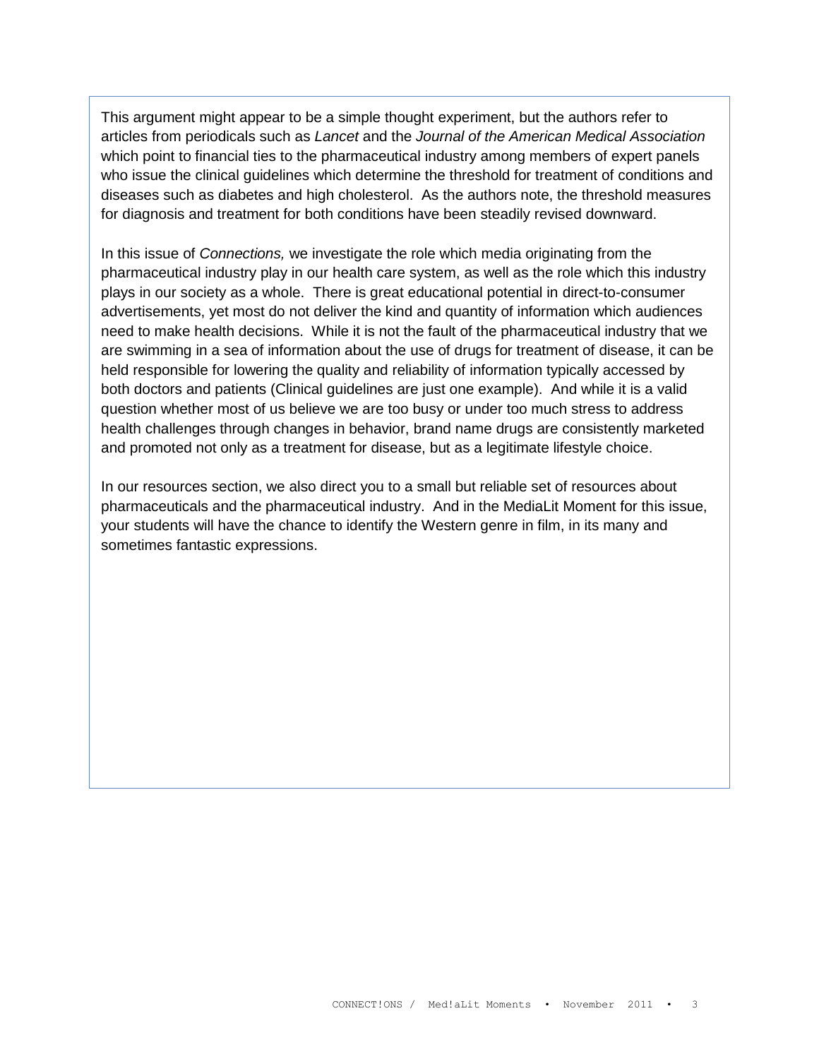This argument might appear to be a simple thought experiment, but the authors refer to articles from periodicals such as *Lancet* and the *Journal of the American Medical Association* which point to financial ties to the pharmaceutical industry among members of expert panels who issue the clinical guidelines which determine the threshold for treatment of conditions and diseases such as diabetes and high cholesterol. As the authors note, the threshold measures for diagnosis and treatment for both conditions have been steadily revised downward.

In this issue of *Connections,* we investigate the role which media originating from the pharmaceutical industry play in our health care system, as well as the role which this industry plays in our society as a whole. There is great educational potential in direct-to-consumer advertisements, yet most do not deliver the kind and quantity of information which audiences need to make health decisions. While it is not the fault of the pharmaceutical industry that we are swimming in a sea of information about the use of drugs for treatment of disease, it can be held responsible for lowering the quality and reliability of information typically accessed by both doctors and patients (Clinical guidelines are just one example). And while it is a valid question whether most of us believe we are too busy or under too much stress to address health challenges through changes in behavior, brand name drugs are consistently marketed and promoted not only as a treatment for disease, but as a legitimate lifestyle choice.

In our resources section, we also direct you to a small but reliable set of resources about pharmaceuticals and the pharmaceutical industry. And in the MediaLit Moment for this issue, your students will have the chance to identify the Western genre in film, in its many and sometimes fantastic expressions.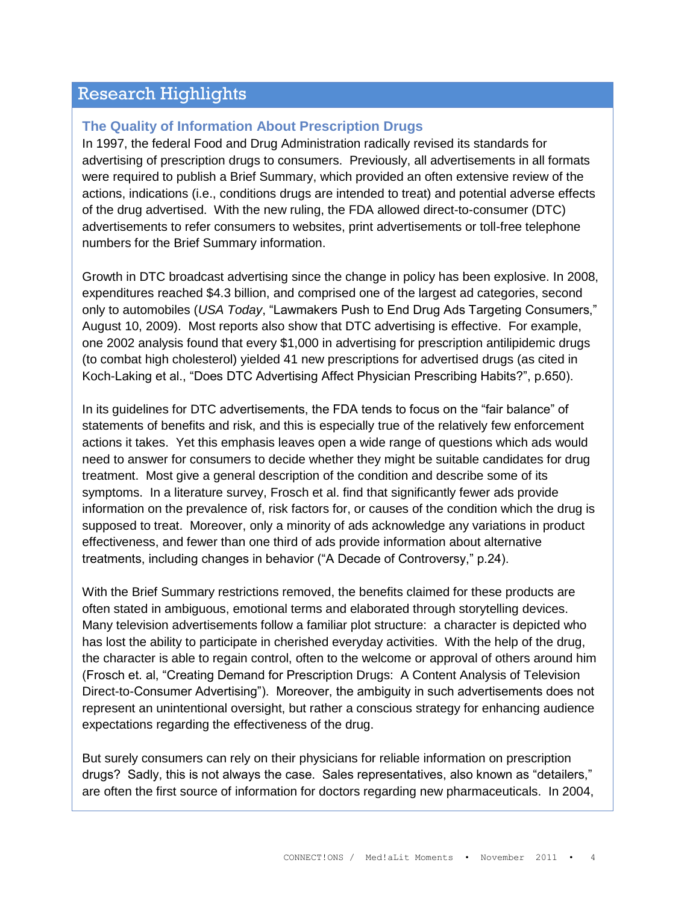## Research Highlights

### The Quality of Information About Prescription Drugs

In 1997, the federal Food and Drug Administration radically revised its standards for advertising of prescription drugs to consumers. Previously, all advertisements in all formats were required to publish a Brief Summary, which provided an often extensive review of the actions, indications (i.e., conditions drugs are intended to treat) and potential adverse effects of the drug advertised. With the new ruling, the FDA allowed direct-to-consumer (DTC) advertisements to refer consumers to websites, print advertisements or toll-free telephone numbers for the Brief Summary information.

Growth in DTC broadcast advertising since the change in policy has been explosive. In 2008, expenditures reached $4.3 billion, and comprised one of the largest ad categories, second only to automobiles (*USA Today*, "Lawmakers Push to End Drug Ads Targeting Consumers," August 10, 2009). Most reports also show that DTC advertising is effective. For example, one 2002 analysis found that every $1,000 in advertising for prescription antilipidemic drugs (to combat high cholesterol) yielded 41 new prescriptions for advertised drugs (as cited in Koch-Laking et al., "Does DTC Advertising Affect Physician Prescribing Habits?", p.650).

In its guidelines for DTC advertisements, the FDA tends to focus on the "fair balance" of statements of benefits and risk, and this is especially true of the relatively few enforcement actions it takes. Yet this emphasis leaves open a wide range of questions which ads would need to answer for consumers to decide whether they might be suitable candidates for drug treatment. Most give a general description of the condition and describe some of its symptoms. In a literature survey, Frosch et al. find that significantly fewer ads provide information on the prevalence of, risk factors for, or causes of the condition which the drug is supposed to treat. Moreover, only a minority of ads acknowledge any variations in product effectiveness, and fewer than one third of ads provide information about alternative treatments, including changes in behavior ("A Decade of Controversy," p.24).

With the Brief Summary restrictions removed, the benefits claimed for these products are often stated in ambiguous, emotional terms and elaborated through storytelling devices. Many television advertisements follow a familiar plot structure: a character is depicted who has lost the ability to participate in cherished everyday activities. With the help of the drug, the character is able to regain control, often to the welcome or approval of others around him (Frosch et. al, "Creating Demand for Prescription Drugs: A Content Analysis of Television Direct-to-Consumer Advertising"). Moreover, the ambiguity in such advertisements does not represent an unintentional oversight, but rather a conscious strategy for enhancing audience expectations regarding the effectiveness of the drug.

But surely consumers can rely on their physicians for reliable information on prescription drugs? Sadly, this is not always the case. Sales representatives, also known as "detailers," are often the first source of information for doctors regarding new pharmaceuticals. In 2004,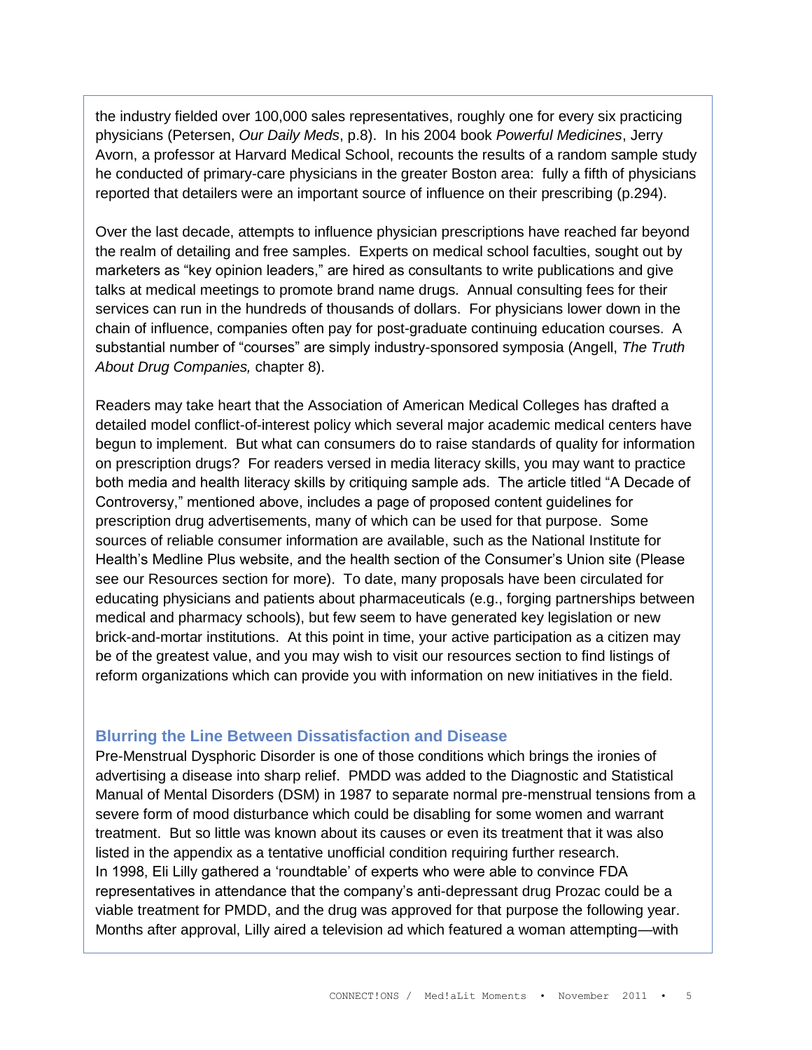the industry fielded over 100,000 sales representatives, roughly one for every six practicing physicians (Petersen, *Our Daily Meds*, p.8). In his 2004 book *Powerful Medicines*, Jerry Avorn, a professor at Harvard Medical School, recounts the results of a random sample study he conducted of primary-care physicians in the greater Boston area: fully a fifth of physicians reported that detailers were an important source of influence on their prescribing (p.294).

Over the last decade, attempts to influence physician prescriptions have reached far beyond the realm of detailing and free samples. Experts on medical school faculties, sought out by marketers as "key opinion leaders," are hired as consultants to write publications and give talks at medical meetings to promote brand name drugs. Annual consulting fees for their services can run in the hundreds of thousands of dollars. For physicians lower down in the chain of influence, companies often pay for post-graduate continuing education courses. A substantial number of "courses" are simply industry-sponsored symposia (Angell, *The Truth About Drug Companies,* chapter 8).

Readers may take heart that the Association of American Medical Colleges has drafted a detailed model conflict-of-interest policy which several major academic medical centers have begun to implement. But what can consumers do to raise standards of quality for information on prescription drugs? For readers versed in media literacy skills, you may want to practice both media and health literacy skills by critiquing sample ads. The article titled "A Decade of Controversy," mentioned above, includes a page of proposed content guidelines for prescription drug advertisements, many of which can be used for that purpose. Some sources of reliable consumer information are available, such as the National Institute for Health's Medline Plus website, and the health section of the Consumer's Union site (Please see our Resources section for more). To date, many proposals have been circulated for educating physicians and patients about pharmaceuticals (e.g., forging partnerships between medical and pharmacy schools), but few seem to have generated key legislation or new brick-and-mortar institutions. At this point in time, your active participation as a citizen may be of the greatest value, and you may wish to visit our resources section to find listings of reform organizations which can provide you with information on new initiatives in the field.

## Blurring the Line Between Dissatisfaction and Disease

Pre-Menstrual Dysphoric Disorder is one of those conditions which brings the ironies of advertising a disease into sharp relief. PMDD was added to the Diagnostic and Statistical Manual of Mental Disorders (DSM) in 1987 to separate normal pre-menstrual tensions from a severe form of mood disturbance which could be disabling for some women and warrant treatment. But so little was known about its causes or even its treatment that it was also listed in the appendix as a tentative unofficial condition requiring further research.
In 1998, Eli Lilly gathered a 'roundtable' of experts who were able to convince FDA representatives in attendance that the company's anti-depressant drug Prozac could be a viable treatment for PMDD, and the drug was approved for that purpose the following year. Months after approval, Lilly aired a television ad which featured a woman attempting—with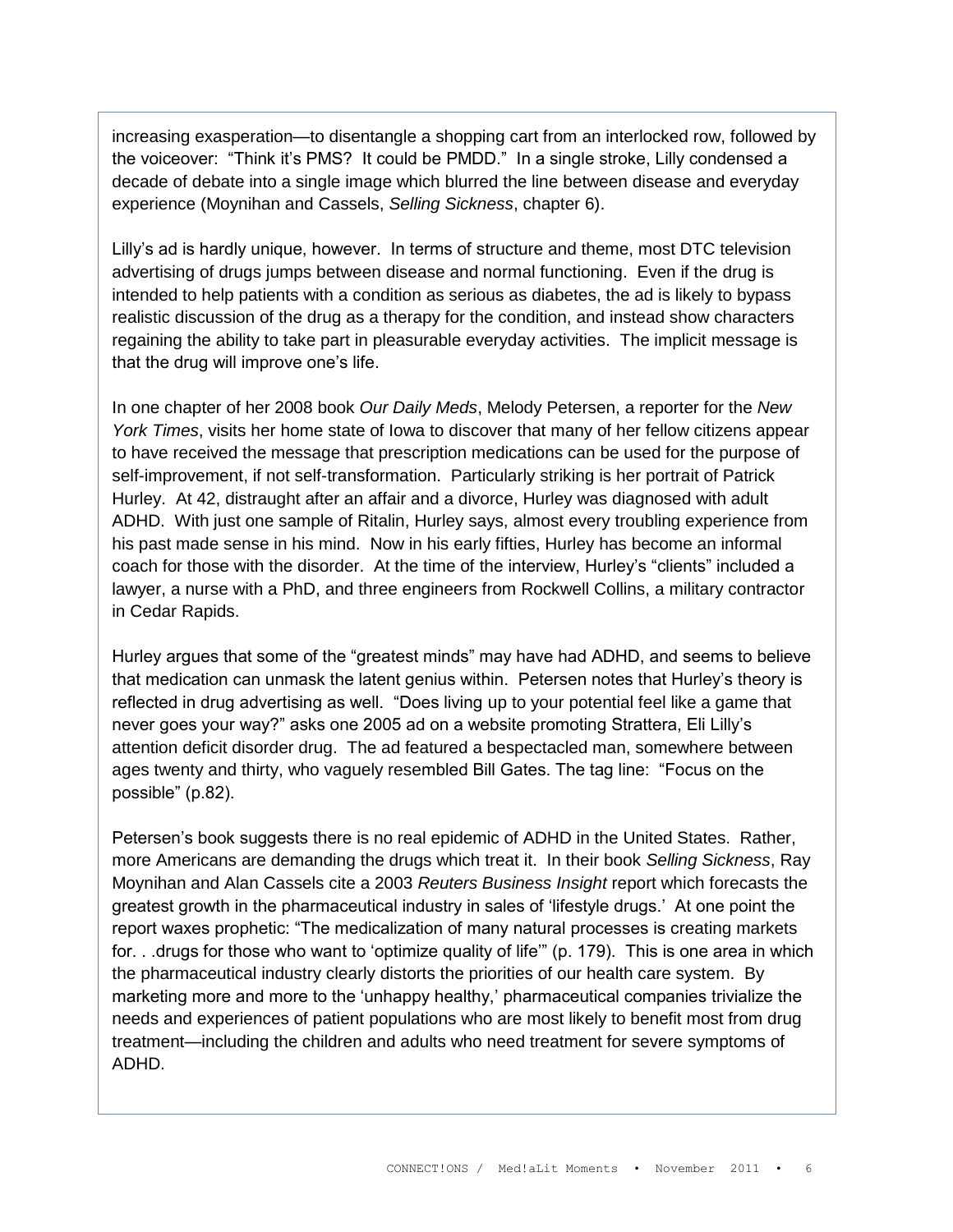increasing exasperation—to disentangle a shopping cart from an interlocked row, followed by the voiceover: "Think it's PMS? It could be PMDD." In a single stroke, Lilly condensed a decade of debate into a single image which blurred the line between disease and everyday experience (Moynihan and Cassels, *Selling Sickness*, chapter 6).

Lilly's ad is hardly unique, however. In terms of structure and theme, most DTC television advertising of drugs jumps between disease and normal functioning. Even if the drug is intended to help patients with a condition as serious as diabetes, the ad is likely to bypass realistic discussion of the drug as a therapy for the condition, and instead show characters regaining the ability to take part in pleasurable everyday activities. The implicit message is that the drug will improve one's life.

In one chapter of her 2008 book *Our Daily Meds*, Melody Petersen, a reporter for the *New York Times*, visits her home state of Iowa to discover that many of her fellow citizens appear to have received the message that prescription medications can be used for the purpose of self-improvement, if not self-transformation. Particularly striking is her portrait of Patrick Hurley. At 42, distraught after an affair and a divorce, Hurley was diagnosed with adult ADHD. With just one sample of Ritalin, Hurley says, almost every troubling experience from his past made sense in his mind. Now in his early fifties, Hurley has become an informal coach for those with the disorder. At the time of the interview, Hurley's "clients" included a lawyer, a nurse with a PhD, and three engineers from Rockwell Collins, a military contractor in Cedar Rapids.

Hurley argues that some of the "greatest minds" may have had ADHD, and seems to believe that medication can unmask the latent genius within. Petersen notes that Hurley's theory is reflected in drug advertising as well. "Does living up to your potential feel like a game that never goes your way?" asks one 2005 ad on a website promoting Strattera, Eli Lilly's attention deficit disorder drug. The ad featured a bespectacled man, somewhere between ages twenty and thirty, who vaguely resembled Bill Gates. The tag line: "Focus on the possible" (p.82).

Petersen's book suggests there is no real epidemic of ADHD in the United States. Rather, more Americans are demanding the drugs which treat it. In their book *Selling Sickness*, Ray Moynihan and Alan Cassels cite a 2003 *Reuters Business Insight* report which forecasts the greatest growth in the pharmaceutical industry in sales of 'lifestyle drugs.' At one point the report waxes prophetic: "The medicalization of many natural processes is creating markets for. . .drugs for those who want to 'optimize quality of life'" (p. 179). This is one area in which the pharmaceutical industry clearly distorts the priorities of our health care system. By marketing more and more to the 'unhappy healthy,' pharmaceutical companies trivialize the needs and experiences of patient populations who are most likely to benefit most from drug treatment—including the children and adults who need treatment for severe symptoms of ADHD.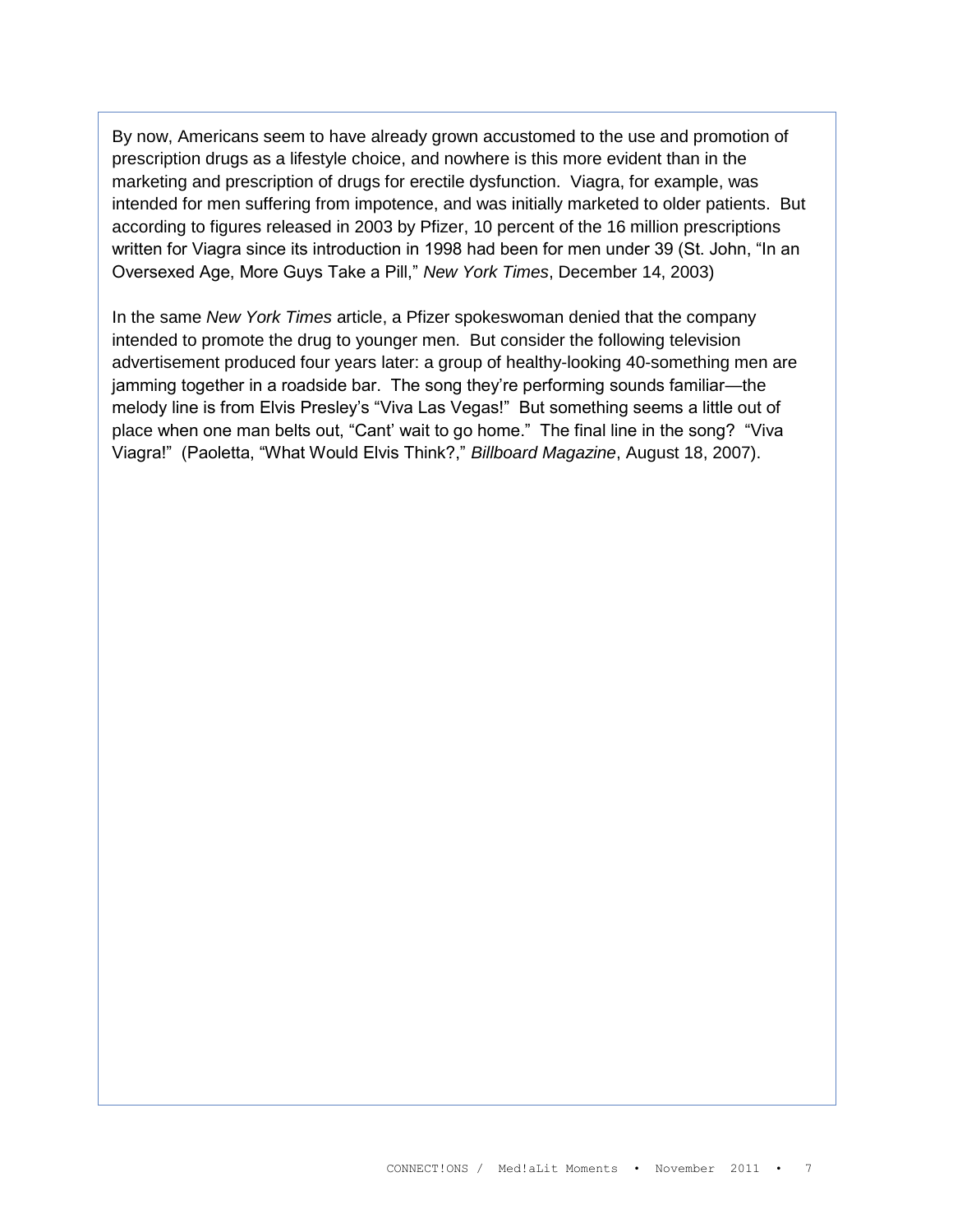By now, Americans seem to have already grown accustomed to the use and promotion of prescription drugs as a lifestyle choice, and nowhere is this more evident than in the marketing and prescription of drugs for erectile dysfunction. Viagra, for example, was intended for men suffering from impotence, and was initially marketed to older patients. But according to figures released in 2003 by Pfizer, 10 percent of the 16 million prescriptions written for Viagra since its introduction in 1998 had been for men under 39 (St. John, "In an Oversexed Age, More Guys Take a Pill," *New York Times*, December 14, 2003)

In the same *New York Times* article, a Pfizer spokeswoman denied that the company intended to promote the drug to younger men. But consider the following television advertisement produced four years later: a group of healthy-looking 40-something men are jamming together in a roadside bar. The song they're performing sounds familiar—the melody line is from Elvis Presley's "Viva Las Vegas!" But something seems a little out of place when one man belts out, "Cant' wait to go home." The final line in the song? "Viva Viagra!" (Paoletta, "What Would Elvis Think?," *Billboard Magazine*, August 18, 2007).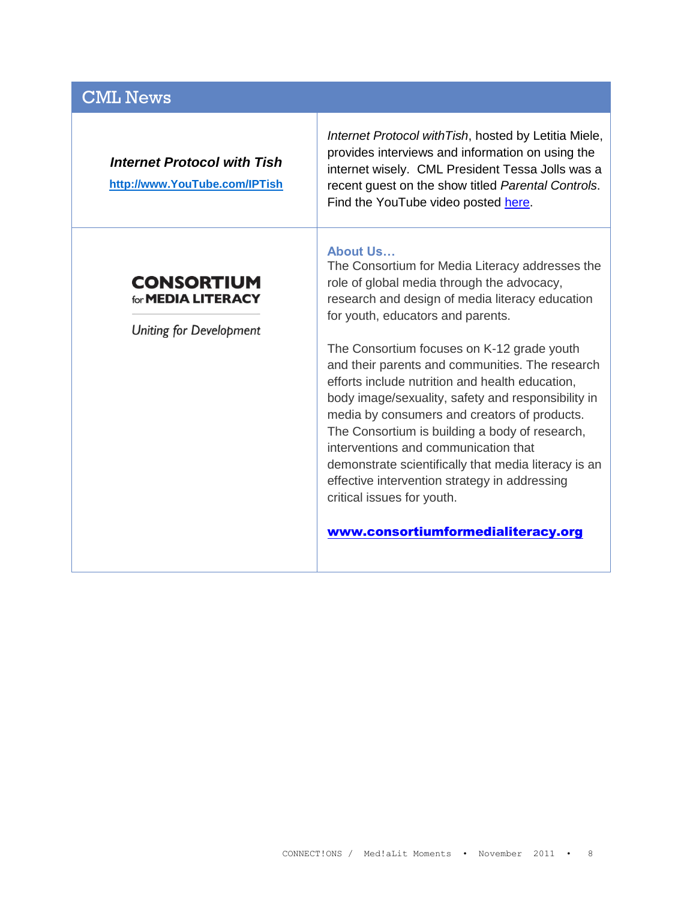## CML News

| | |
|---|---|
| ***Internet Protocol with Tish*** <br> **http://www.YouTube.com/IPTish** | *Internet Protocol withTish*, hosted by Letitia Miele, provides interviews and information on using the internet wisely. CML President Tessa Jolls was a recent guest on the show titled *Parental Controls*. Find the YouTube video posted here. |
| **CONSORTIUM for MEDIA LITERACY** <br> *Uniting for Development* | **About Us…** <br> The Consortium for Media Literacy addresses the role of global media through the advocacy, research and design of media literacy education for youth, educators and parents. <br><br> The Consortium focuses on K-12 grade youth and their parents and communities. The research efforts include nutrition and health education, body image/sexuality, safety and responsibility in media by consumers and creators of products. The Consortium is building a body of research, interventions and communication that demonstrate scientifically that media literacy is an effective intervention strategy in addressing critical issues for youth. <br><br> **www.consortiumformedialiteracy.org** |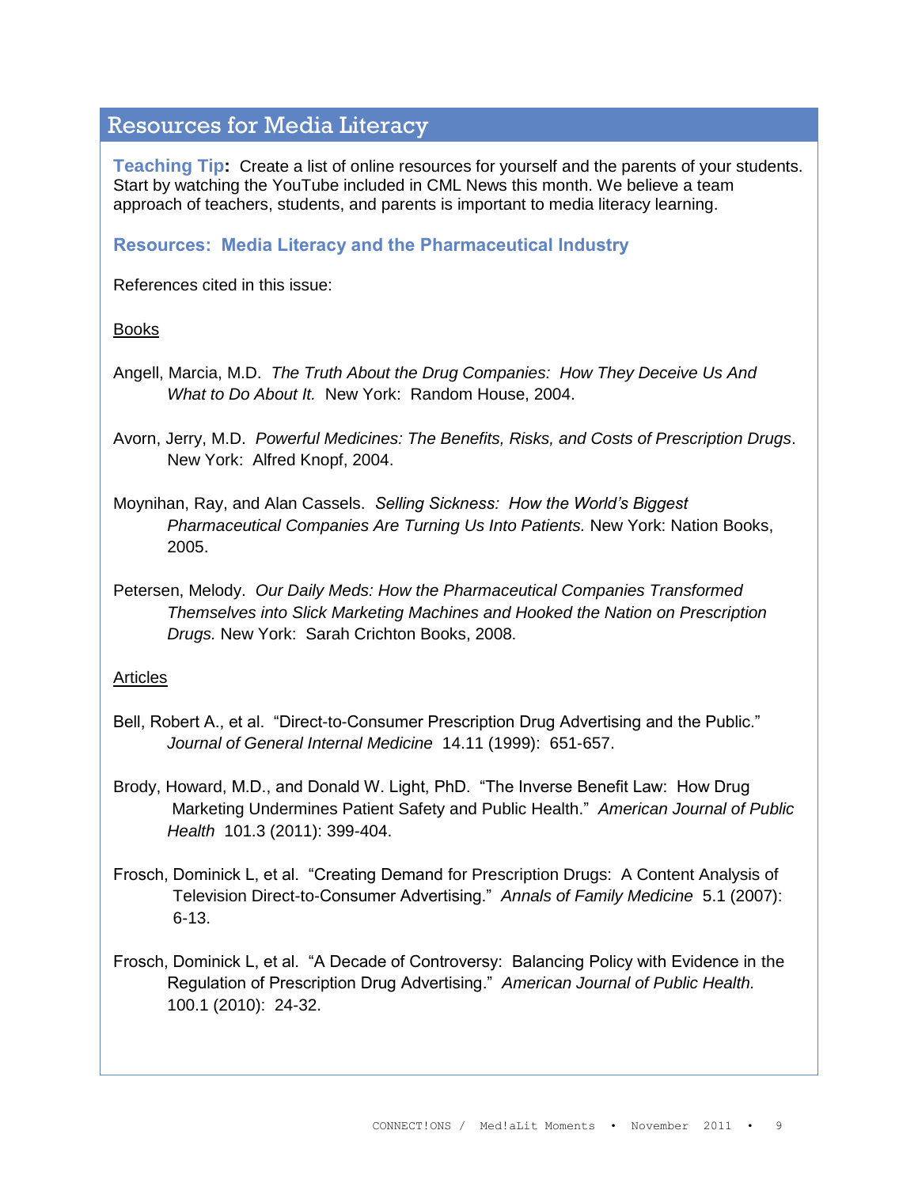## Resources for Media Literacy

**Teaching Tip:** Create a list of online resources for yourself and the parents of your students. Start by watching the YouTube included in CML News this month. We believe a team approach of teachers, students, and parents is important to media literacy learning.

### Resources: Media Literacy and the Pharmaceutical Industry

References cited in this issue:

Books

Angell, Marcia, M.D. *The Truth About the Drug Companies: How They Deceive Us And What to Do About It.* New York: Random House, 2004.

Avorn, Jerry, M.D. *Powerful Medicines: The Benefits, Risks, and Costs of Prescription Drugs*. New York: Alfred Knopf, 2004.

Moynihan, Ray, and Alan Cassels. *Selling Sickness: How the World's Biggest Pharmaceutical Companies Are Turning Us Into Patients.* New York: Nation Books, 2005.

Petersen, Melody. *Our Daily Meds: How the Pharmaceutical Companies Transformed Themselves into Slick Marketing Machines and Hooked the Nation on Prescription Drugs.* New York: Sarah Crichton Books, 2008.

Articles

Bell, Robert A., et al. "Direct-to-Consumer Prescription Drug Advertising and the Public." *Journal of General Internal Medicine* 14.11 (1999): 651-657.

Brody, Howard, M.D., and Donald W. Light, PhD. "The Inverse Benefit Law: How Drug Marketing Undermines Patient Safety and Public Health." *American Journal of Public Health* 101.3 (2011): 399-404.

Frosch, Dominick L, et al. "Creating Demand for Prescription Drugs: A Content Analysis of Television Direct-to-Consumer Advertising." *Annals of Family Medicine* 5.1 (2007): 6-13.

Frosch, Dominick L, et al. "A Decade of Controversy: Balancing Policy with Evidence in the Regulation of Prescription Drug Advertising." *American Journal of Public Health.* 100.1 (2010): 24-32.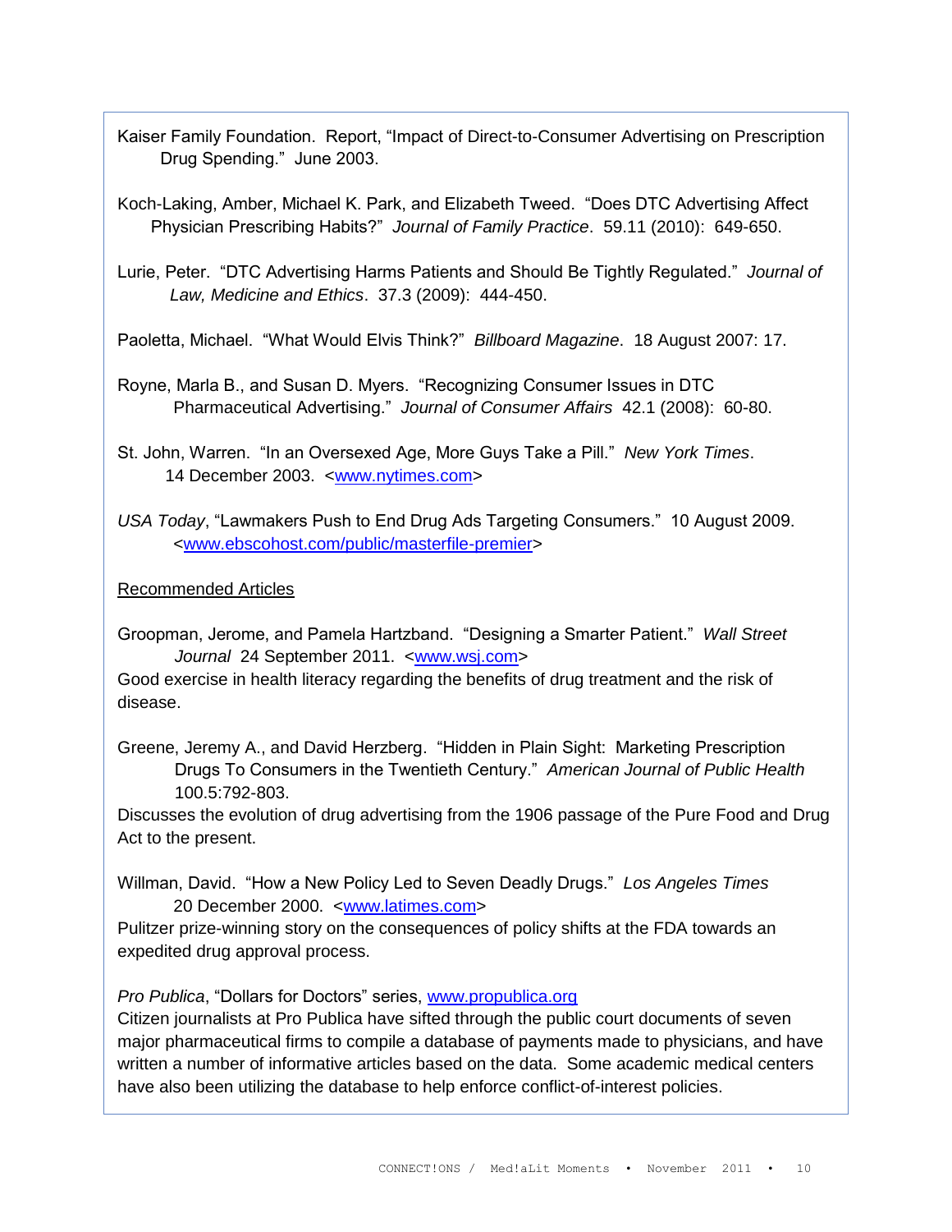Kaiser Family Foundation. Report, "Impact of Direct-to-Consumer Advertising on Prescription Drug Spending." June 2003.

Koch-Laking, Amber, Michael K. Park, and Elizabeth Tweed. "Does DTC Advertising Affect Physician Prescribing Habits?" *Journal of Family Practice*. 59.11 (2010): 649-650.

Lurie, Peter. "DTC Advertising Harms Patients and Should Be Tightly Regulated." *Journal of Law, Medicine and Ethics*. 37.3 (2009): 444-450.

Paoletta, Michael. "What Would Elvis Think?" *Billboard Magazine*. 18 August 2007: 17.

Royne, Marla B., and Susan D. Myers. "Recognizing Consumer Issues in DTC Pharmaceutical Advertising." *Journal of Consumer Affairs* 42.1 (2008): 60-80.

St. John, Warren. "In an Oversexed Age, More Guys Take a Pill." *New York Times*. 14 December 2003. <www.nytimes.com>

*USA Today*, "Lawmakers Push to End Drug Ads Targeting Consumers." 10 August 2009. <www.ebscohost.com/public/masterfile-premier>

<u>Recommended Articles</u>

Groopman, Jerome, and Pamela Hartzband. "Designing a Smarter Patient." *Wall Street Journal* 24 September 2011. <www.wsj.com>
Good exercise in health literacy regarding the benefits of drug treatment and the risk of disease.

Greene, Jeremy A., and David Herzberg. "Hidden in Plain Sight: Marketing Prescription Drugs To Consumers in the Twentieth Century." *American Journal of Public Health* 100.5:792-803.
Discusses the evolution of drug advertising from the 1906 passage of the Pure Food and Drug Act to the present.

Willman, David. "How a New Policy Led to Seven Deadly Drugs." *Los Angeles Times* 20 December 2000. <www.latimes.com>
Pulitzer prize-winning story on the consequences of policy shifts at the FDA towards an expedited drug approval process.

*Pro Publica*, "Dollars for Doctors" series, www.propublica.org
Citizen journalists at Pro Publica have sifted through the public court documents of seven major pharmaceutical firms to compile a database of payments made to physicians, and have written a number of informative articles based on the data. Some academic medical centers have also been utilizing the database to help enforce conflict-of-interest policies.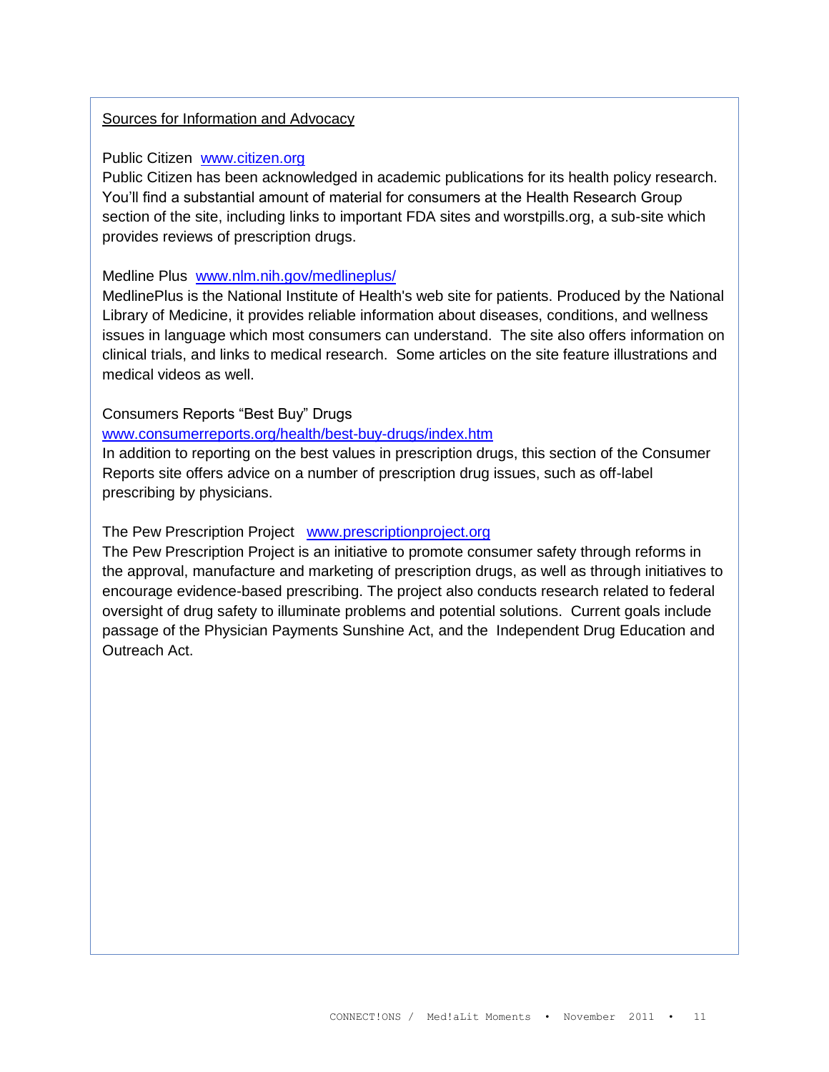Sources for Information and Advocacy

Public Citizen www.citizen.org
Public Citizen has been acknowledged in academic publications for its health policy research. You'll find a substantial amount of material for consumers at the Health Research Group section of the site, including links to important FDA sites and worstpills.org, a sub-site which provides reviews of prescription drugs.

Medline Plus www.nlm.nih.gov/medlineplus/
MedlinePlus is the National Institute of Health's web site for patients. Produced by the National Library of Medicine, it provides reliable information about diseases, conditions, and wellness issues in language which most consumers can understand. The site also offers information on clinical trials, and links to medical research. Some articles on the site feature illustrations and medical videos as well.

Consumers Reports "Best Buy" Drugs
www.consumerreports.org/health/best-buy-drugs/index.htm
In addition to reporting on the best values in prescription drugs, this section of the Consumer Reports site offers advice on a number of prescription drug issues, such as off-label prescribing by physicians.

The Pew Prescription Project www.prescriptionproject.org
The Pew Prescription Project is an initiative to promote consumer safety through reforms in the approval, manufacture and marketing of prescription drugs, as well as through initiatives to encourage evidence-based prescribing. The project also conducts research related to federal oversight of drug safety to illuminate problems and potential solutions. Current goals include passage of the Physician Payments Sunshine Act, and the Independent Drug Education and Outreach Act.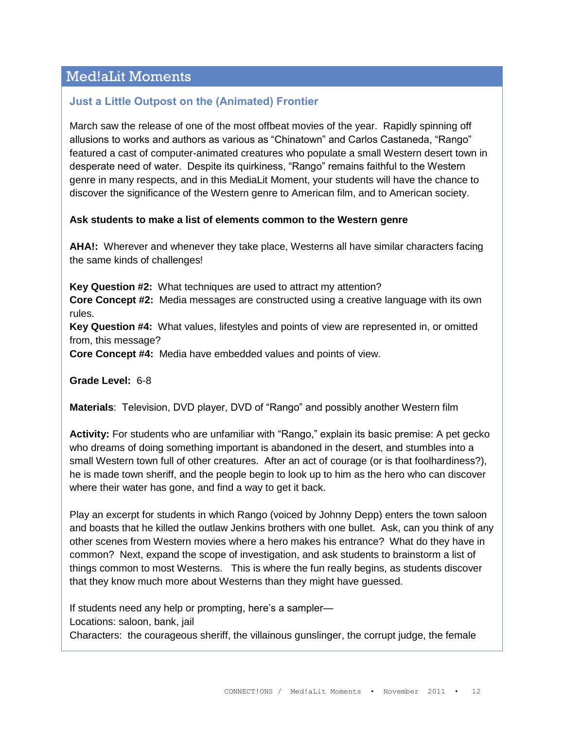# Med!aLit Moments

## Just a Little Outpost on the (Animated) Frontier

March saw the release of one of the most offbeat movies of the year. Rapidly spinning off allusions to works and authors as various as "Chinatown" and Carlos Castaneda, "Rango" featured a cast of computer-animated creatures who populate a small Western desert town in desperate need of water. Despite its quirkiness, "Rango" remains faithful to the Western genre in many respects, and in this MediaLit Moment, your students will have the chance to discover the significance of the Western genre to American film, and to American society.

**Ask students to make a list of elements common to the Western genre**

**AHA!:** Wherever and whenever they take place, Westerns all have similar characters facing the same kinds of challenges!

**Key Question #2:** What techniques are used to attract my attention?
**Core Concept #2:** Media messages are constructed using a creative language with its own rules.
**Key Question #4:** What values, lifestyles and points of view are represented in, or omitted from, this message?
**Core Concept #4:** Media have embedded values and points of view.

**Grade Level:** 6-8

**Materials**: Television, DVD player, DVD of "Rango" and possibly another Western film

**Activity:** For students who are unfamiliar with "Rango," explain its basic premise: A pet gecko who dreams of doing something important is abandoned in the desert, and stumbles into a small Western town full of other creatures. After an act of courage (or is that foolhardiness?), he is made town sheriff, and the people begin to look up to him as the hero who can discover where their water has gone, and find a way to get it back.

Play an excerpt for students in which Rango (voiced by Johnny Depp) enters the town saloon and boasts that he killed the outlaw Jenkins brothers with one bullet. Ask, can you think of any other scenes from Western movies where a hero makes his entrance? What do they have in common? Next, expand the scope of investigation, and ask students to brainstorm a list of things common to most Westerns. This is where the fun really begins, as students discover that they know much more about Westerns than they might have guessed.

If students need any help or prompting, here's a sampler—
Locations: saloon, bank, jail
Characters: the courageous sheriff, the villainous gunslinger, the corrupt judge, the female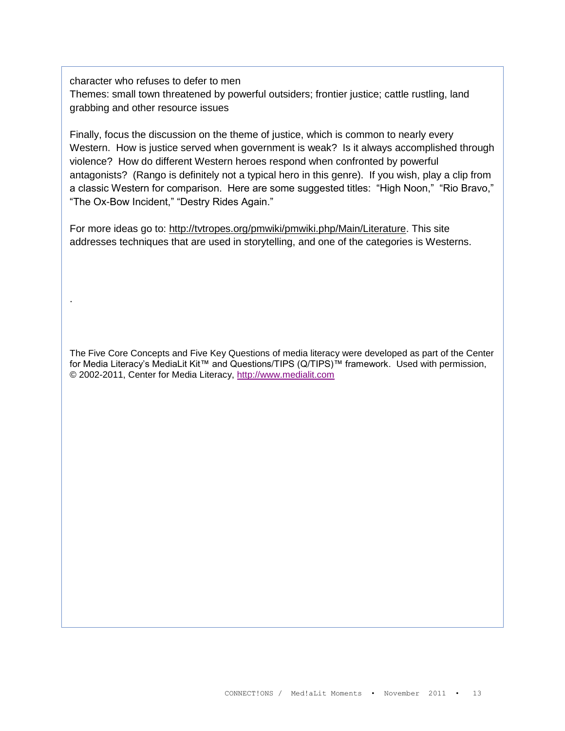character who refuses to defer to men
Themes: small town threatened by powerful outsiders; frontier justice; cattle rustling, land grabbing and other resource issues

Finally, focus the discussion on the theme of justice, which is common to nearly every Western. How is justice served when government is weak? Is it always accomplished through violence? How do different Western heroes respond when confronted by powerful antagonists? (Rango is definitely not a typical hero in this genre). If you wish, play a clip from a classic Western for comparison. Here are some suggested titles: "High Noon," "Rio Bravo," "The Ox-Bow Incident," "Destry Rides Again."

For more ideas go to: http://tvtropes.org/pmwiki/pmwiki.php/Main/Literature. This site addresses techniques that are used in storytelling, and one of the categories is Westerns.

.

The Five Core Concepts and Five Key Questions of media literacy were developed as part of the Center for Media Literacy's MediaLit Kit™ and Questions/TIPS (Q/TIPS)™ framework. Used with permission, © 2002-2011, Center for Media Literacy, http://www.medialit.com